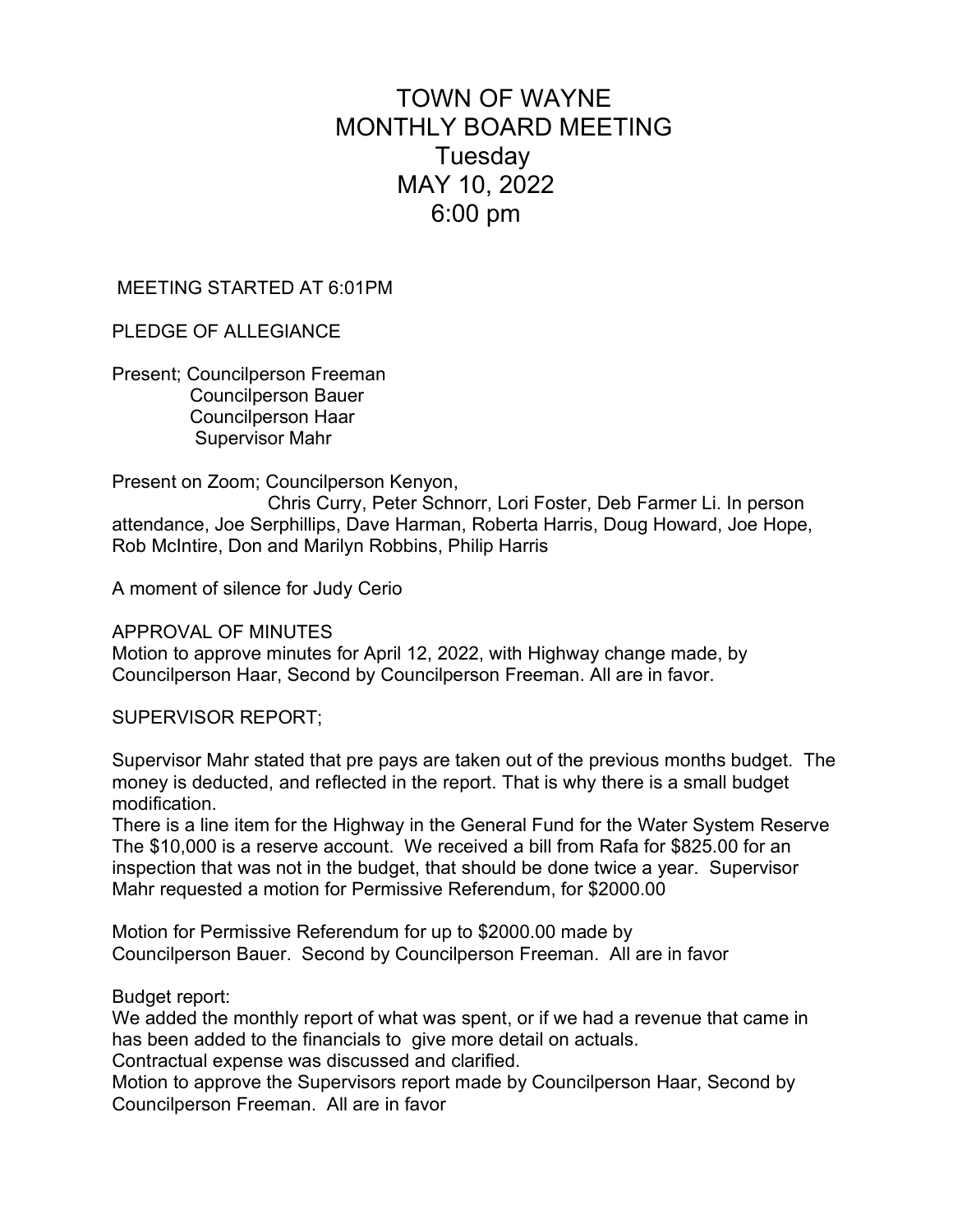# TOWN OF WAYNE
# MONTHLY BOARD MEETING
## Tuesday
## MAY 10, 2022
## 6:00 pm

MEETING STARTED AT 6:01PM

PLEDGE OF ALLEGIANCE

Present; Councilperson Freeman
Councilperson Bauer
Councilperson Haar
Supervisor Mahr

Present on Zoom; Councilperson Kenyon,
Chris Curry, Peter Schnorr, Lori Foster, Deb Farmer Li. In person attendance, Joe Serphillips, Dave Harman, Roberta Harris, Doug Howard, Joe Hope, Rob McIntire, Don and Marilyn Robbins, Philip Harris

A moment of silence for Judy Cerio

APPROVAL OF MINUTES
Motion to approve minutes for April 12, 2022, with Highway change made, by Councilperson Haar, Second by Councilperson Freeman. All are in favor.

SUPERVISOR REPORT;

Supervisor Mahr stated that pre pays are taken out of the previous months budget. The money is deducted, and reflected in the report. That is why there is a small budget modification.
There is a line item for the Highway in the General Fund for the Water System Reserve The $10,000 is a reserve account. We received a bill from Rafa for $825.00 for an inspection that was not in the budget, that should be done twice a year. Supervisor Mahr requested a motion for Permissive Referendum, for $2000.00

Motion for Permissive Referendum for up to $2000.00 made by Councilperson Bauer. Second by Councilperson Freeman. All are in favor

Budget report:
We added the monthly report of what was spent, or if we had a revenue that came in has been added to the financials to give more detail on actuals.
Contractual expense was discussed and clarified.
Motion to approve the Supervisors report made by Councilperson Haar, Second by Councilperson Freeman. All are in favor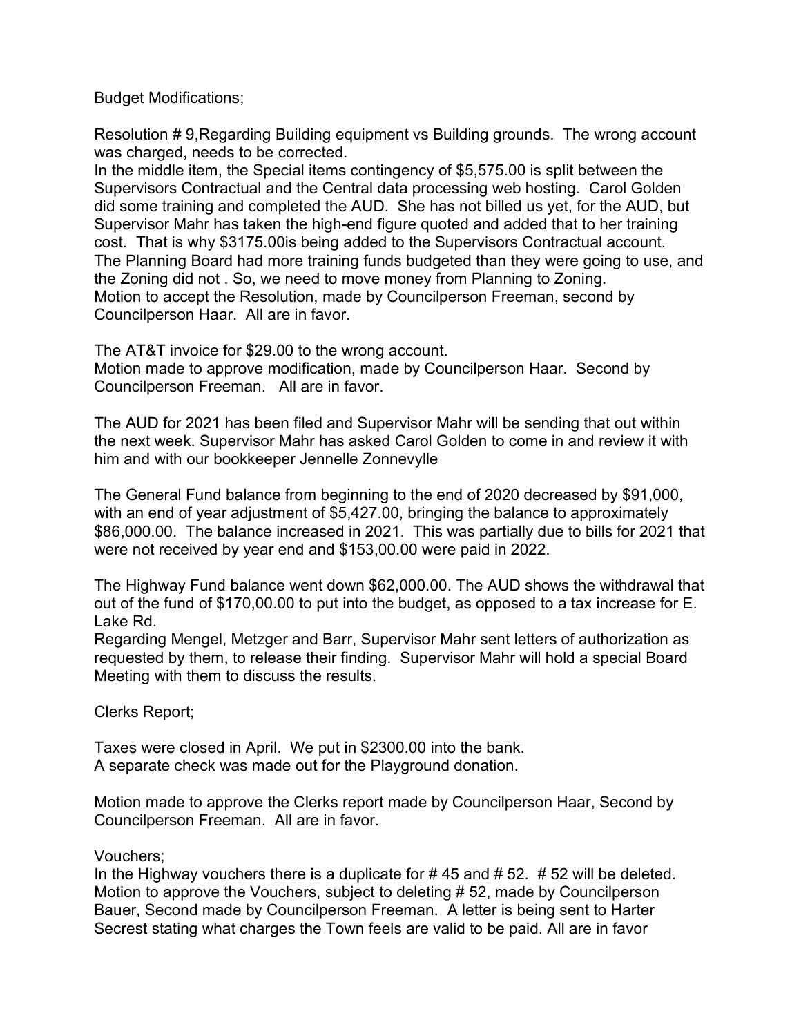Budget Modifications;

Resolution # 9,Regarding Building equipment vs Building grounds. The wrong account was charged, needs to be corrected.
In the middle item, the Special items contingency of $5,575.00 is split between the Supervisors Contractual and the Central data processing web hosting. Carol Golden did some training and completed the AUD. She has not billed us yet, for the AUD, but Supervisor Mahr has taken the high-end figure quoted and added that to her training cost. That is why $3175.00is being added to the Supervisors Contractual account. The Planning Board had more training funds budgeted than they were going to use, and the Zoning did not . So, we need to move money from Planning to Zoning.
Motion to accept the Resolution, made by Councilperson Freeman, second by Councilperson Haar. All are in favor.

The AT&T invoice for $29.00 to the wrong account.
Motion made to approve modification, made by Councilperson Haar. Second by Councilperson Freeman. All are in favor.

The AUD for 2021 has been filed and Supervisor Mahr will be sending that out within the next week. Supervisor Mahr has asked Carol Golden to come in and review it with him and with our bookkeeper Jennelle Zonnevylle

The General Fund balance from beginning to the end of 2020 decreased by $91,000, with an end of year adjustment of $5,427.00, bringing the balance to approximately $86,000.00. The balance increased in 2021. This was partially due to bills for 2021 that were not received by year end and $153,00.00 were paid in 2022.

The Highway Fund balance went down $62,000.00. The AUD shows the withdrawal that out of the fund of $170,00.00 to put into the budget, as opposed to a tax increase for E. Lake Rd.
Regarding Mengel, Metzger and Barr, Supervisor Mahr sent letters of authorization as requested by them, to release their finding. Supervisor Mahr will hold a special Board Meeting with them to discuss the results.

Clerks Report;

Taxes were closed in April. We put in $2300.00 into the bank.
A separate check was made out for the Playground donation.

Motion made to approve the Clerks report made by Councilperson Haar, Second by Councilperson Freeman. All are in favor.

Vouchers;
In the Highway vouchers there is a duplicate for # 45 and # 52. # 52 will be deleted.
Motion to approve the Vouchers, subject to deleting # 52, made by Councilperson Bauer, Second made by Councilperson Freeman. A letter is being sent to Harter Secrest stating what charges the Town feels are valid to be paid. All are in favor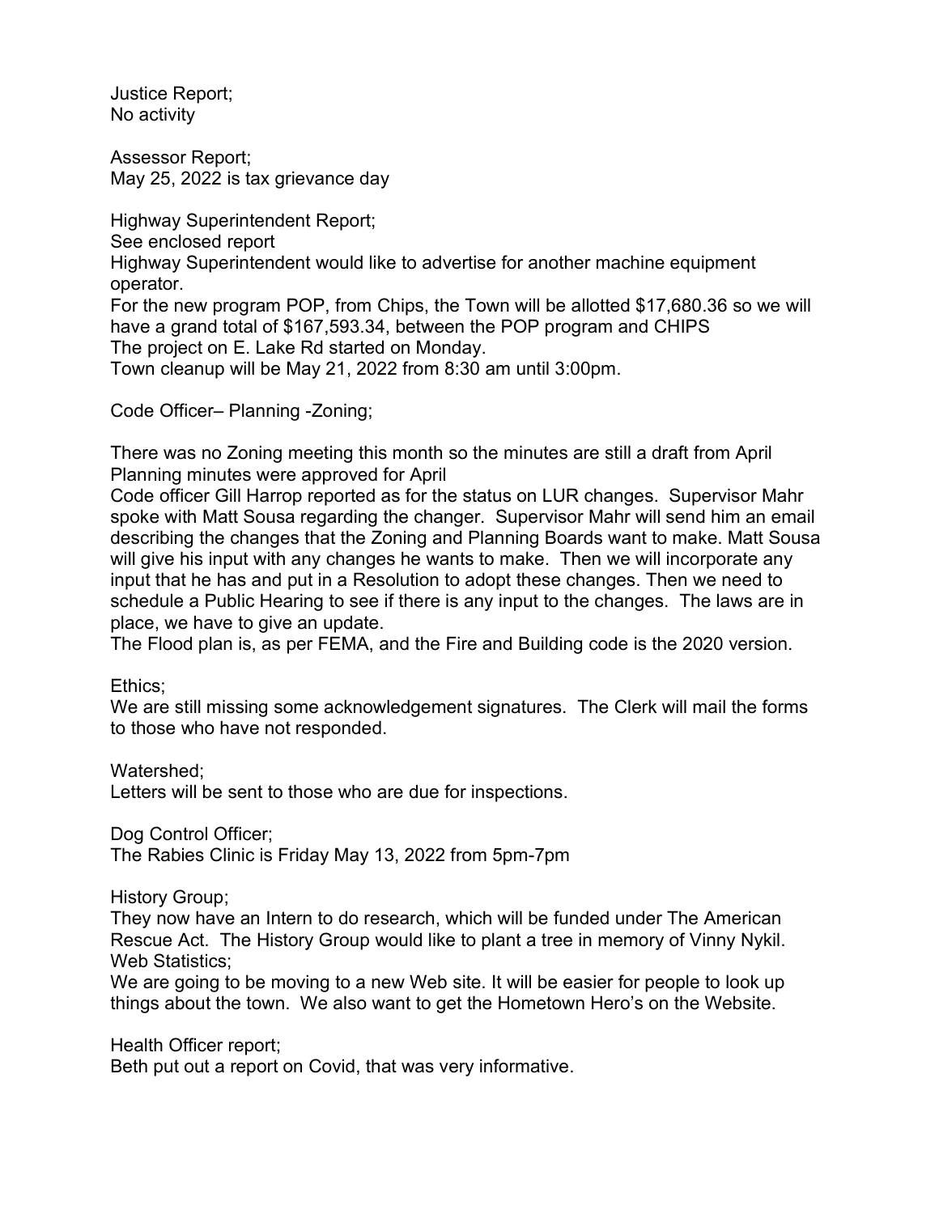Justice Report;
No activity

Assessor Report;
May 25, 2022 is tax grievance day

Highway Superintendent Report;
See enclosed report
Highway Superintendent would like to advertise for another machine equipment operator.
For the new program POP, from Chips, the Town will be allotted $17,680.36 so we will have a grand total of $167,593.34, between the POP program and CHIPS
The project on E. Lake Rd started on Monday.
Town cleanup will be May 21, 2022 from 8:30 am until 3:00pm.

Code Officer– Planning -Zoning;

There was no Zoning meeting this month so the minutes are still a draft from April
Planning minutes were approved for April
Code officer Gill Harrop reported as for the status on LUR changes. Supervisor Mahr spoke with Matt Sousa regarding the changer. Supervisor Mahr will send him an email describing the changes that the Zoning and Planning Boards want to make. Matt Sousa will give his input with any changes he wants to make. Then we will incorporate any input that he has and put in a Resolution to adopt these changes. Then we need to schedule a Public Hearing to see if there is any input to the changes. The laws are in place, we have to give an update.
The Flood plan is, as per FEMA, and the Fire and Building code is the 2020 version.

Ethics;
We are still missing some acknowledgement signatures. The Clerk will mail the forms to those who have not responded.

Watershed;
Letters will be sent to those who are due for inspections.

Dog Control Officer;
The Rabies Clinic is Friday May 13, 2022 from 5pm-7pm

History Group;
They now have an Intern to do research, which will be funded under The American Rescue Act. The History Group would like to plant a tree in memory of Vinny Nykil.
Web Statistics;
We are going to be moving to a new Web site. It will be easier for people to look up things about the town. We also want to get the Hometown Hero's on the Website.

Health Officer report;
Beth put out a report on Covid, that was very informative.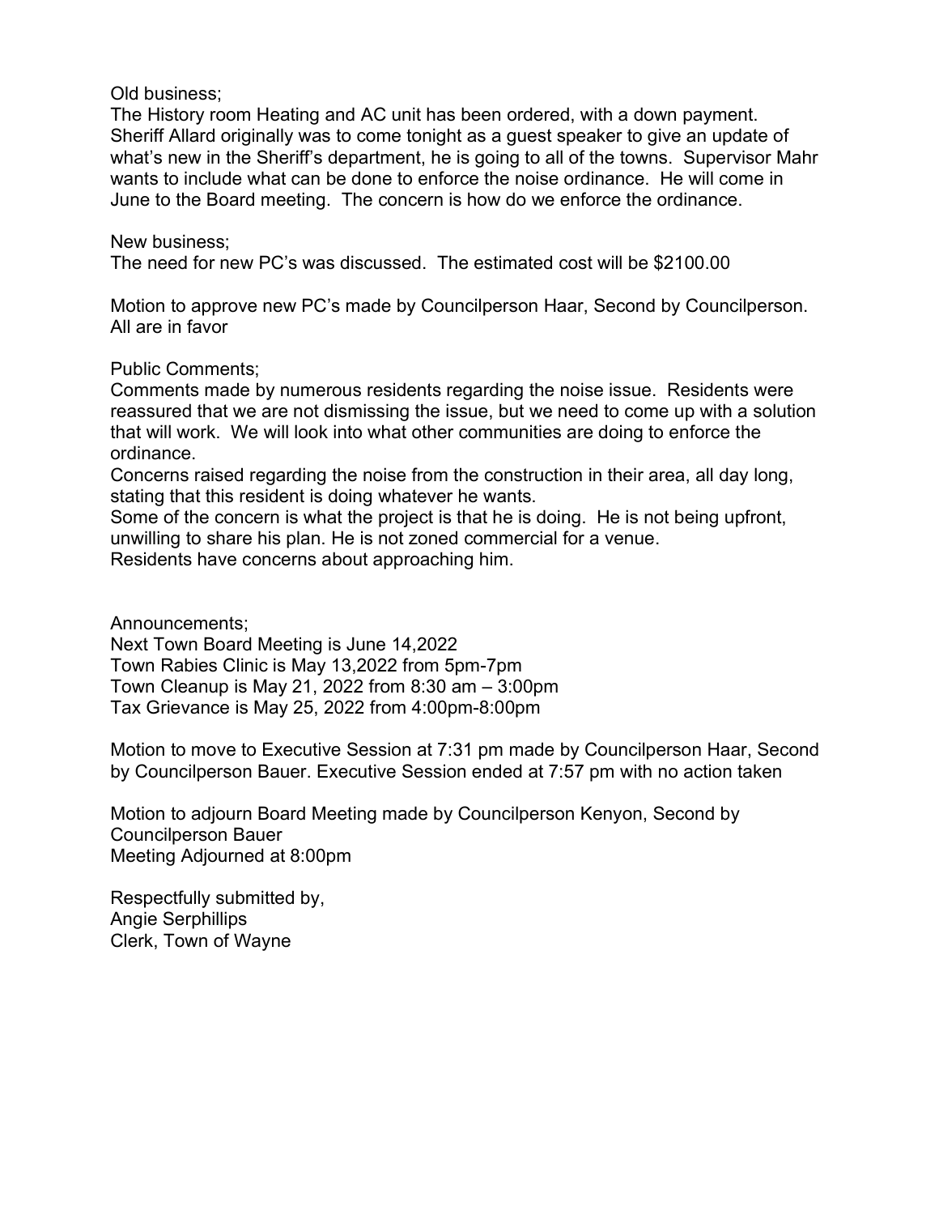Old business;

The History room Heating and AC unit has been ordered, with a down payment. Sheriff Allard originally was to come tonight as a guest speaker to give an update of what's new in the Sheriff's department, he is going to all of the towns. Supervisor Mahr wants to include what can be done to enforce the noise ordinance. He will come in June to the Board meeting. The concern is how do we enforce the ordinance.

New business;

The need for new PC's was discussed. The estimated cost will be $2100.00

Motion to approve new PC's made by Councilperson Haar, Second by Councilperson. All are in favor

Public Comments;

Comments made by numerous residents regarding the noise issue. Residents were reassured that we are not dismissing the issue, but we need to come up with a solution that will work. We will look into what other communities are doing to enforce the ordinance.

Concerns raised regarding the noise from the construction in their area, all day long, stating that this resident is doing whatever he wants.

Some of the concern is what the project is that he is doing. He is not being upfront, unwilling to share his plan. He is not zoned commercial for a venue.

Residents have concerns about approaching him.

Announcements;

Next Town Board Meeting is June 14,2022

Town Rabies Clinic is May 13,2022 from 5pm-7pm

Town Cleanup is May 21, 2022 from 8:30 am – 3:00pm

Tax Grievance is May 25, 2022 from 4:00pm-8:00pm

Motion to move to Executive Session at 7:31 pm made by Councilperson Haar, Second by Councilperson Bauer. Executive Session ended at 7:57 pm with no action taken

Motion to adjourn Board Meeting made by Councilperson Kenyon, Second by Councilperson Bauer

Meeting Adjourned at 8:00pm

Respectfully submitted by,

Angie Serphillips

Clerk, Town of Wayne